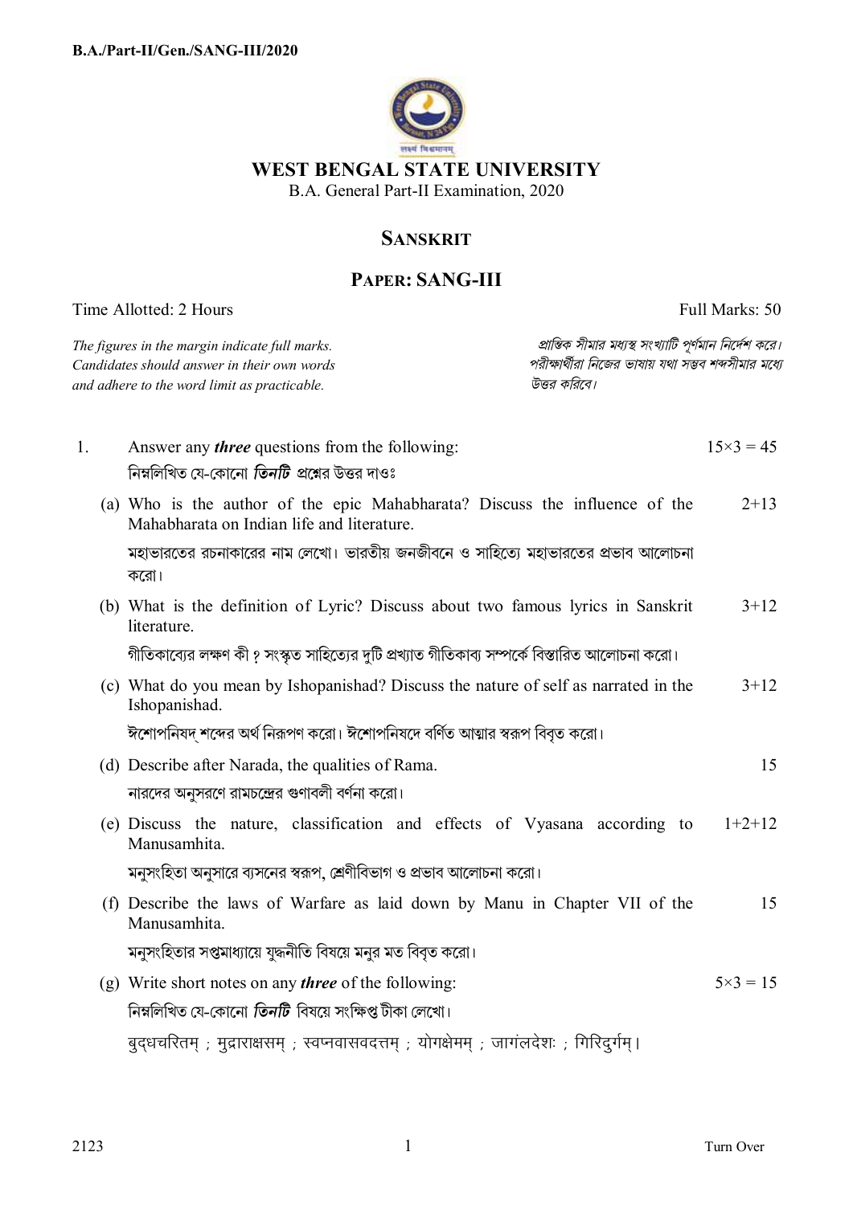# WEST BENGAL STATE UNIVERSITY

B.A. General Part-II Examination, 2020

## SANSKRIT

## PAPER: SANG-III

Time Allotted: 2 Hours | Full Marks: 50

*The figures in the margin indicate full marks. Candidates should answer in their own words and adhere to the word limit as practicable.*

*প্রান্তিক সীমার মধ্যস্থ সংখ্যাটি পূর্ণমান নির্দেশ করে। পরীক্ষার্থীরা নিজের ভাষায় যথা সম্ভব শব্দসীমার মধ্যে উত্তর করিবে।*

1. Answer any ***three*** questions from the following: 15×3 = 45

   নিম্নলিখিত যে-কোনো ***তিনটি*** প্রশ্নের উত্তর দাওঃ

   (a) Who is the author of the epic Mahabharata? Discuss the influence of the Mahabharata on Indian life and literature. 2+13

   মহাভারতের রচনাকারের নাম লেখো। ভারতীয় জনজীবনে ও সাহিত্যে মহাভারতের প্রভাব আলোচনা করো।

   (b) What is the definition of Lyric? Discuss about two famous lyrics in Sanskrit literature. 3+12

   গীতিকাব্যের লক্ষণ কী ? সংস্কৃত সাহিত্যের দুটি প্রখ্যাত গীতিকাব্য সম্পর্কে বিস্তারিত আলোচনা করো।

   (c) What do you mean by Ishopanishad? Discuss the nature of self as narrated in the Ishopanishad. 3+12

   ঈশোপনিষদ্ শব্দের অর্থ নিরূপণ করো। ঈশোপনিষদে বর্ণিত আত্মার স্বরূপ বিবৃত করো।

   (d) Describe after Narada, the qualities of Rama. 15

   নারদের অনুসরণে রামচন্দ্রের গুণাবলী বর্ণনা করো।

   (e) Discuss the nature, classification and effects of Vyasana according to Manusamhita. 1+2+12

   মনুসংহিতা অনুসারে ব্যসনের স্বরূপ, শ্রেণীবিভাগ ও প্রভাব আলোচনা করো।

   (f) Describe the laws of Warfare as laid down by Manu in Chapter VII of the Manusamhita. 15

   মনুসংহিতার সপ্তমাধ্যায়ে যুদ্ধনীতি বিষয়ে মনুর মত বিবৃত করো।

   (g) Write short notes on any ***three*** of the following: 5×3 = 15

   নিম্নলিখিত যে-কোনো ***তিনটি*** বিষয়ে সংক্ষিপ্ত টীকা লেখো।

   बुद्धचरितम् ; मुद्राराक्षसम् ; स्वप्नवासवदत्तम् ; योगक्षेमम् ; जागंलदेशः ; गिरिदुर्गम्।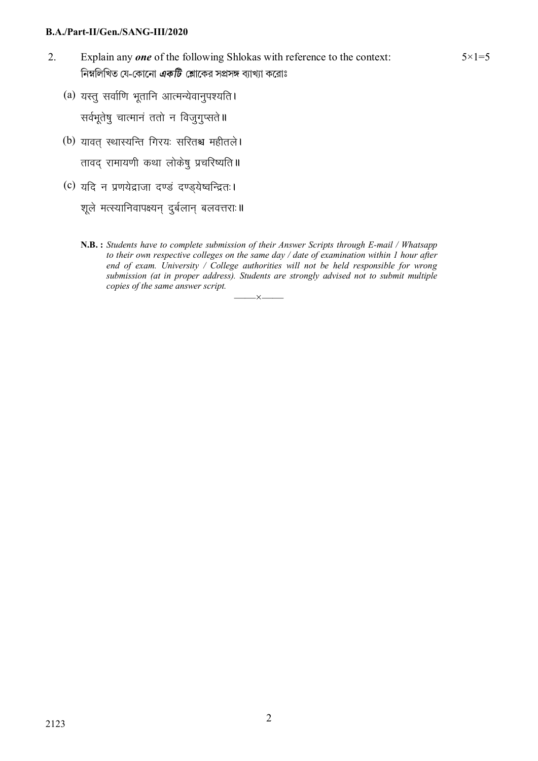2. Explain any ***one*** of the following Shlokas with reference to the context: 5×1=5

নিম্নলিখিত যে-কোনো ***একটি*** শ্লোকের সপ্রসঙ্গ ব্যাখ্যা করোঃ

(a) यस्तु सर्वाणि भूतानि आत्मन्येवानुपश्यति।
सर्वभूतेषु चात्मानं ततो न विजुगुप्सते॥

(b) यावत् स्थास्यन्ति गिरयः सरितश्च महीतले।
तावद् रामायणी कथा लोकेषु प्रचरिष्यति॥

(c) यदि न प्रणयेद्राजा दण्डं दण्ड्येष्वन्द्रितः।
शूले मत्स्यानिवापक्ष्यन् दुर्बलान् बलवत्तराः॥

**N.B. :** *Students have to complete submission of their Answer Scripts through E-mail / Whatsapp to their own respective colleges on the same day / date of examination within 1 hour after end of exam. University / College authorities will not be held responsible for wrong submission (at in proper address). Students are strongly advised not to submit multiple copies of the same answer script.*

———×———